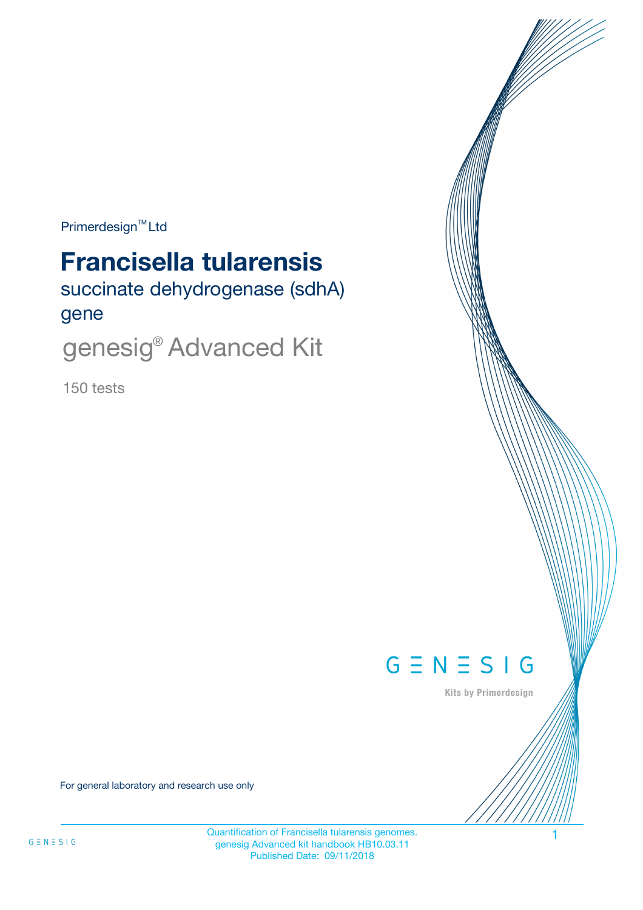Primerdesign™ Ltd

# Francisella tularensis

## succinate dehydrogenase (sdhA) gene

## genesig® Advanced Kit

150 tests

GENESIG

Kits by Primerdesign

For general laboratory and research use only

Quantification of Francisella tularensis genomes.
genesig Advanced kit handbook HB10.03.11
Published Date: 09/11/2018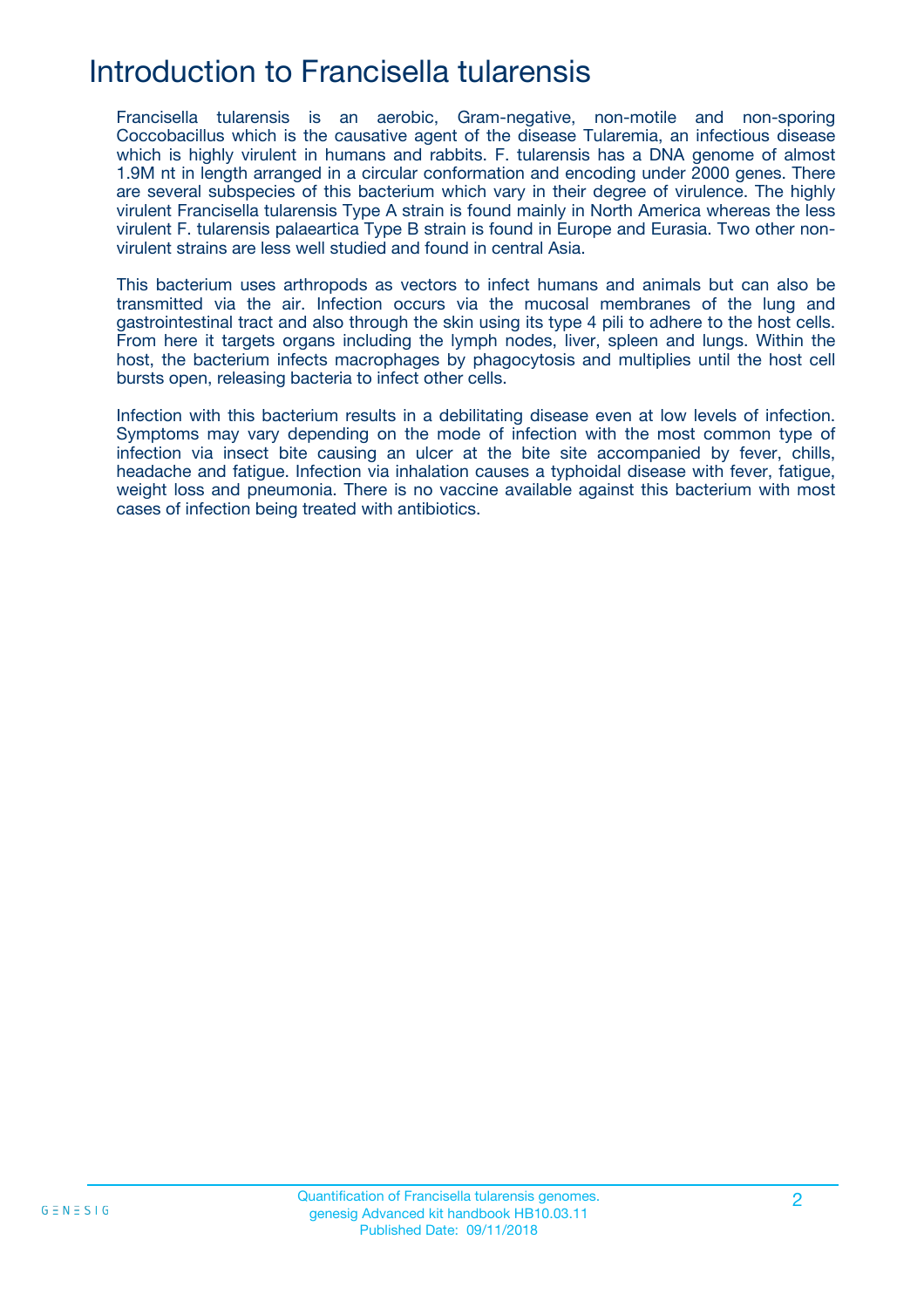# Introduction to Francisella tularensis

Francisella tularensis is an aerobic, Gram-negative, non-motile and non-sporing Coccobacillus which is the causative agent of the disease Tularemia, an infectious disease which is highly virulent in humans and rabbits. F. tularensis has a DNA genome of almost 1.9M nt in length arranged in a circular conformation and encoding under 2000 genes. There are several subspecies of this bacterium which vary in their degree of virulence. The highly virulent Francisella tularensis Type A strain is found mainly in North America whereas the less virulent F. tularensis palaeartica Type B strain is found in Europe and Eurasia. Two other non-virulent strains are less well studied and found in central Asia.

This bacterium uses arthropods as vectors to infect humans and animals but can also be transmitted via the air. Infection occurs via the mucosal membranes of the lung and gastrointestinal tract and also through the skin using its type 4 pili to adhere to the host cells. From here it targets organs including the lymph nodes, liver, spleen and lungs. Within the host, the bacterium infects macrophages by phagocytosis and multiplies until the host cell bursts open, releasing bacteria to infect other cells.

Infection with this bacterium results in a debilitating disease even at low levels of infection. Symptoms may vary depending on the mode of infection with the most common type of infection via insect bite causing an ulcer at the bite site accompanied by fever, chills, headache and fatigue. Infection via inhalation causes a typhoidal disease with fever, fatigue, weight loss and pneumonia. There is no vaccine available against this bacterium with most cases of infection being treated with antibiotics.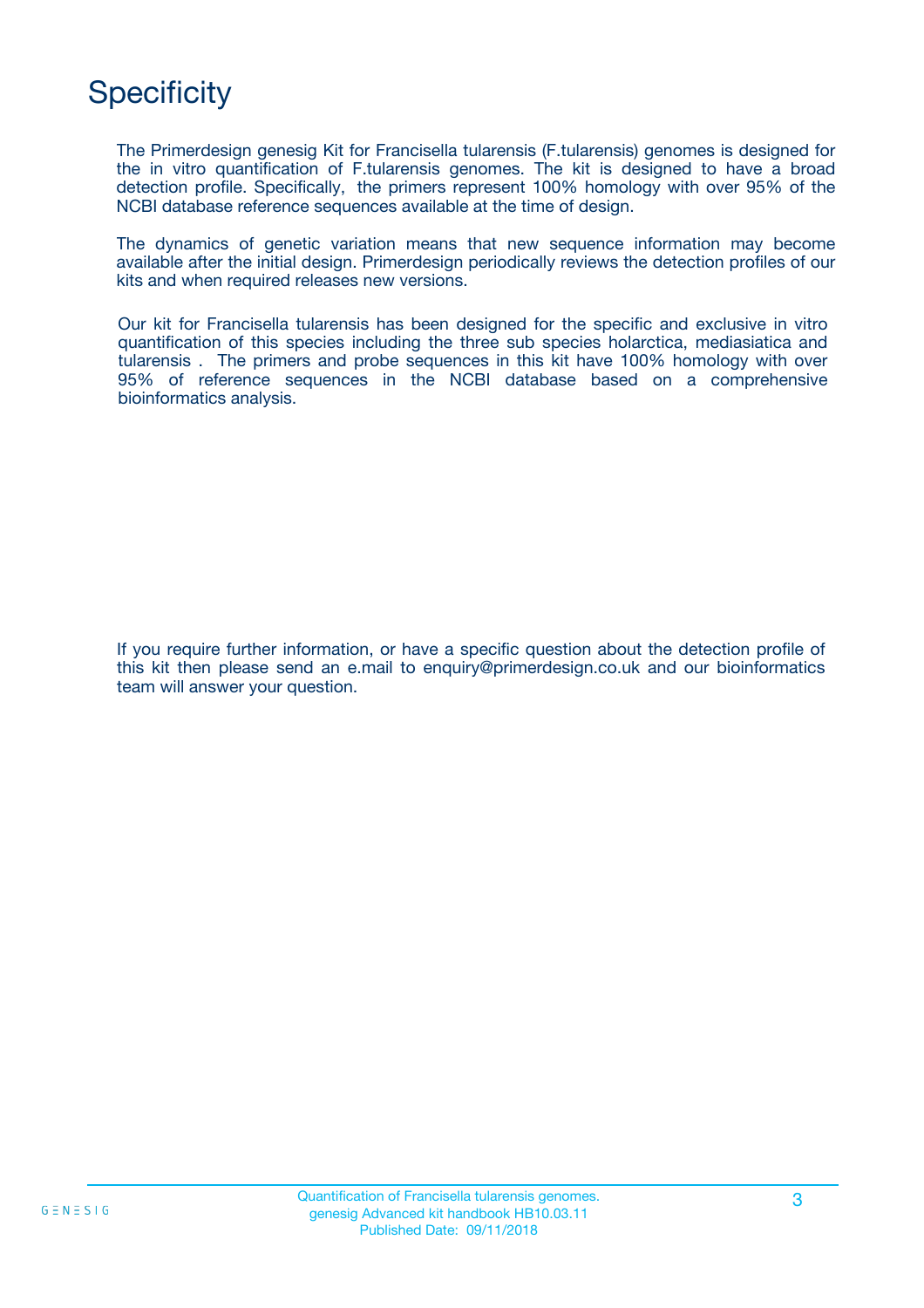# Specificity

The Primerdesign genesig Kit for Francisella tularensis (F.tularensis) genomes is designed for the in vitro quantification of F.tularensis genomes. The kit is designed to have a broad detection profile. Specifically, the primers represent 100% homology with over 95% of the NCBI database reference sequences available at the time of design.

The dynamics of genetic variation means that new sequence information may become available after the initial design. Primerdesign periodically reviews the detection profiles of our kits and when required releases new versions.

Our kit for Francisella tularensis has been designed for the specific and exclusive in vitro quantification of this species including the three sub species holarctica, mediasiatica and tularensis . The primers and probe sequences in this kit have 100% homology with over 95% of reference sequences in the NCBI database based on a comprehensive bioinformatics analysis.

If you require further information, or have a specific question about the detection profile of this kit then please send an e.mail to enquiry@primerdesign.co.uk and our bioinformatics team will answer your question.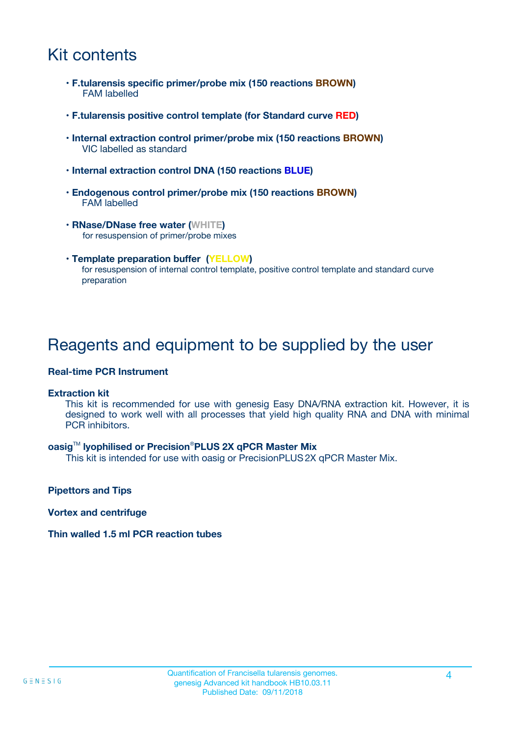# Kit contents

- **F.tularensis specific primer/probe mix (150 reactions BROWN)**
  FAM labelled
- **F.tularensis positive control template (for Standard curve RED)**
- **Internal extraction control primer/probe mix (150 reactions BROWN)**
  VIC labelled as standard
- **Internal extraction control DNA (150 reactions BLUE)**
- **Endogenous control primer/probe mix (150 reactions BROWN)**
  FAM labelled
- **RNase/DNase free water (WHITE)**
  for resuspension of primer/probe mixes
- **Template preparation buffer (YELLOW)**
  for resuspension of internal control template, positive control template and standard curve preparation

# Reagents and equipment to be supplied by the user

**Real-time PCR Instrument**

**Extraction kit**

This kit is recommended for use with genesig Easy DNA/RNA extraction kit. However, it is designed to work well with all processes that yield high quality RNA and DNA with minimal PCR inhibitors.

**oasig™ lyophilised or Precision®PLUS 2X qPCR Master Mix**

This kit is intended for use with oasig or PrecisionPLUS 2X qPCR Master Mix.

**Pipettors and Tips**

**Vortex and centrifuge**

**Thin walled 1.5 ml PCR reaction tubes**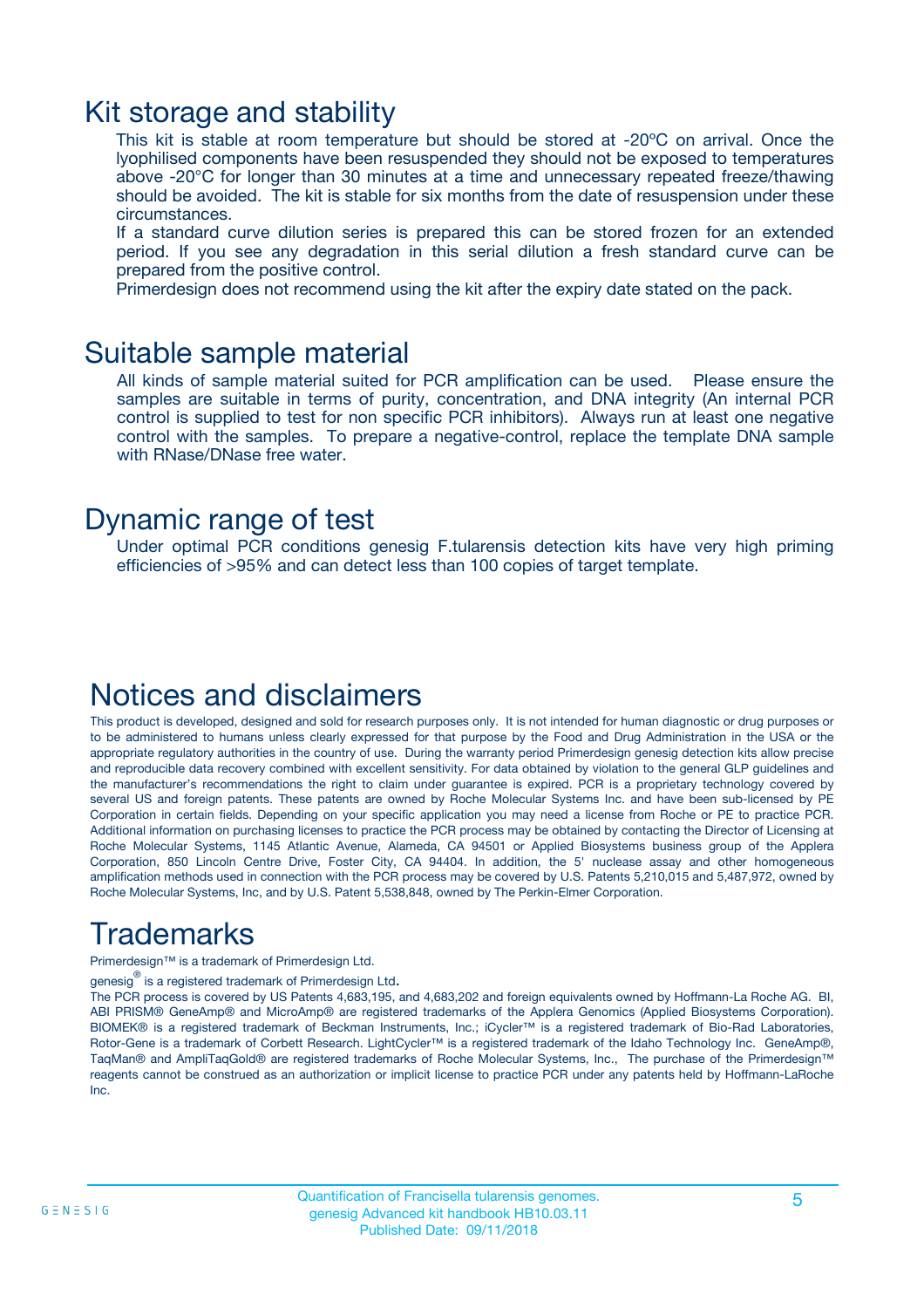## Kit storage and stability

This kit is stable at room temperature but should be stored at -20ºC on arrival. Once the lyophilised components have been resuspended they should not be exposed to temperatures above -20°C for longer than 30 minutes at a time and unnecessary repeated freeze/thawing should be avoided. The kit is stable for six months from the date of resuspension under these circumstances.

If a standard curve dilution series is prepared this can be stored frozen for an extended period. If you see any degradation in this serial dilution a fresh standard curve can be prepared from the positive control.

Primerdesign does not recommend using the kit after the expiry date stated on the pack.

## Suitable sample material

All kinds of sample material suited for PCR amplification can be used. Please ensure the samples are suitable in terms of purity, concentration, and DNA integrity (An internal PCR control is supplied to test for non specific PCR inhibitors). Always run at least one negative control with the samples. To prepare a negative-control, replace the template DNA sample with RNase/DNase free water.

## Dynamic range of test

Under optimal PCR conditions genesig F.tularensis detection kits have very high priming efficiencies of >95% and can detect less than 100 copies of target template.

## Notices and disclaimers

This product is developed, designed and sold for research purposes only. It is not intended for human diagnostic or drug purposes or to be administered to humans unless clearly expressed for that purpose by the Food and Drug Administration in the USA or the appropriate regulatory authorities in the country of use. During the warranty period Primerdesign genesig detection kits allow precise and reproducible data recovery combined with excellent sensitivity. For data obtained by violation to the general GLP guidelines and the manufacturer's recommendations the right to claim under guarantee is expired. PCR is a proprietary technology covered by several US and foreign patents. These patents are owned by Roche Molecular Systems Inc. and have been sub-licensed by PE Corporation in certain fields. Depending on your specific application you may need a license from Roche or PE to practice PCR. Additional information on purchasing licenses to practice the PCR process may be obtained by contacting the Director of Licensing at Roche Molecular Systems, 1145 Atlantic Avenue, Alameda, CA 94501 or Applied Biosystems business group of the Applera Corporation, 850 Lincoln Centre Drive, Foster City, CA 94404. In addition, the 5' nuclease assay and other homogeneous amplification methods used in connection with the PCR process may be covered by U.S. Patents 5,210,015 and 5,487,972, owned by Roche Molecular Systems, Inc, and by U.S. Patent 5,538,848, owned by The Perkin-Elmer Corporation.

## Trademarks

Primerdesign™ is a trademark of Primerdesign Ltd.

genesig® is a registered trademark of Primerdesign Ltd.

The PCR process is covered by US Patents 4,683,195, and 4,683,202 and foreign equivalents owned by Hoffmann-La Roche AG. BI, ABI PRISM® GeneAmp® and MicroAmp® are registered trademarks of the Applera Genomics (Applied Biosystems Corporation). BIOMEK® is a registered trademark of Beckman Instruments, Inc.; iCycler™ is a registered trademark of Bio-Rad Laboratories, Rotor-Gene is a trademark of Corbett Research. LightCycler™ is a registered trademark of the Idaho Technology Inc. GeneAmp®, TaqMan® and AmpliTaqGold® are registered trademarks of Roche Molecular Systems, Inc., The purchase of the Primerdesign™ reagents cannot be construed as an authorization or implicit license to practice PCR under any patents held by Hoffmann-LaRoche Inc.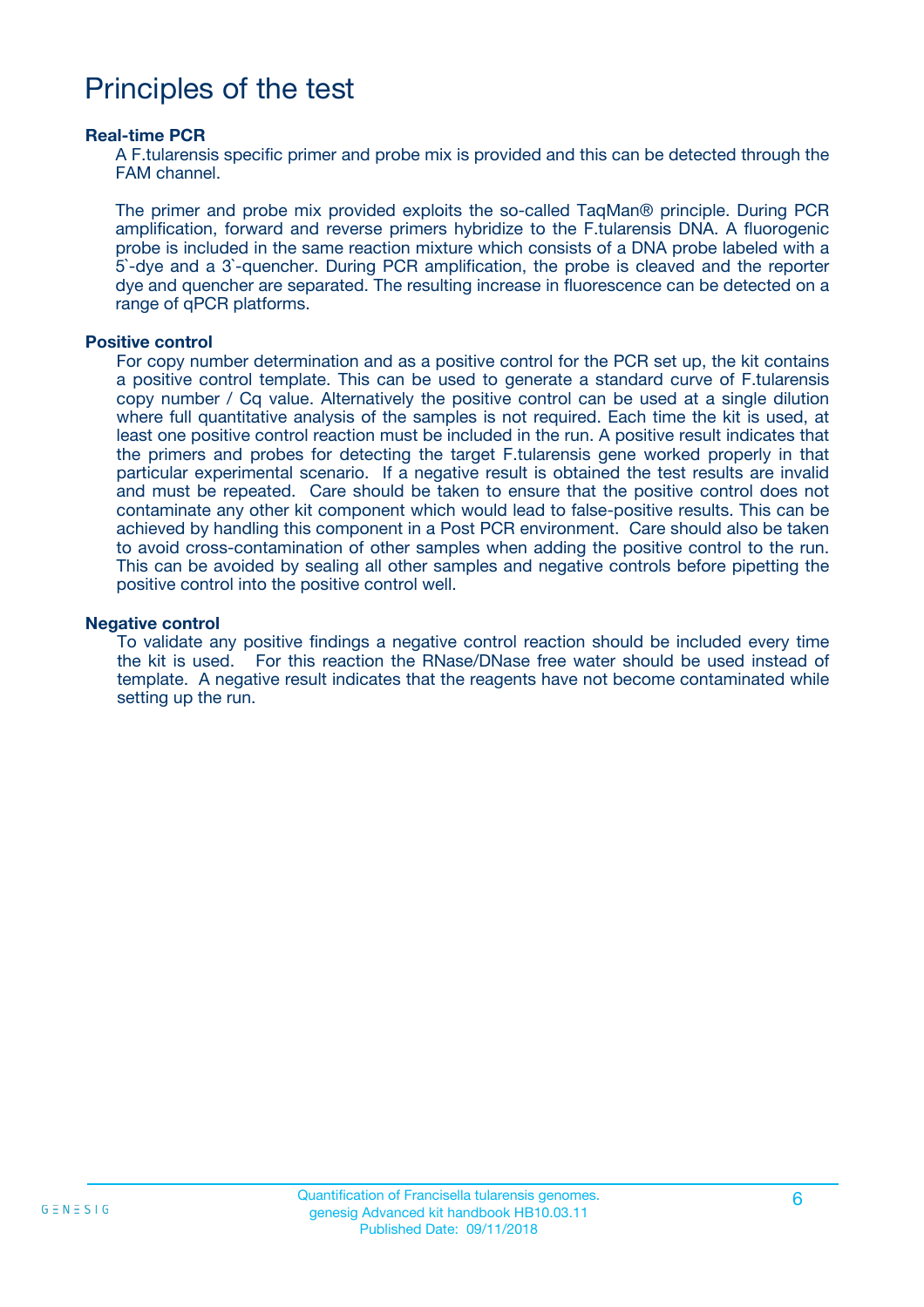# Principles of the test

### Real-time PCR

A F.tularensis specific primer and probe mix is provided and this can be detected through the FAM channel.

The primer and probe mix provided exploits the so-called TaqMan® principle. During PCR amplification, forward and reverse primers hybridize to the F.tularensis DNA. A fluorogenic probe is included in the same reaction mixture which consists of a DNA probe labeled with a 5`-dye and a 3`-quencher. During PCR amplification, the probe is cleaved and the reporter dye and quencher are separated. The resulting increase in fluorescence can be detected on a range of qPCR platforms.

### Positive control

For copy number determination and as a positive control for the PCR set up, the kit contains a positive control template. This can be used to generate a standard curve of F.tularensis copy number / Cq value. Alternatively the positive control can be used at a single dilution where full quantitative analysis of the samples is not required. Each time the kit is used, at least one positive control reaction must be included in the run. A positive result indicates that the primers and probes for detecting the target F.tularensis gene worked properly in that particular experimental scenario. If a negative result is obtained the test results are invalid and must be repeated. Care should be taken to ensure that the positive control does not contaminate any other kit component which would lead to false-positive results. This can be achieved by handling this component in a Post PCR environment. Care should also be taken to avoid cross-contamination of other samples when adding the positive control to the run. This can be avoided by sealing all other samples and negative controls before pipetting the positive control into the positive control well.

### Negative control

To validate any positive findings a negative control reaction should be included every time the kit is used. For this reaction the RNase/DNase free water should be used instead of template. A negative result indicates that the reagents have not become contaminated while setting up the run.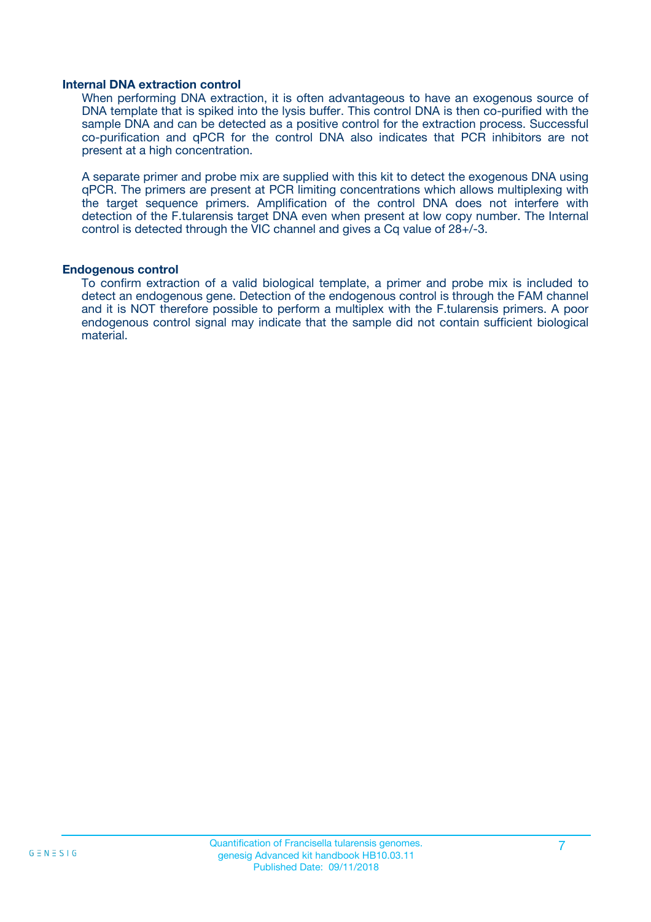### Internal DNA extraction control

When performing DNA extraction, it is often advantageous to have an exogenous source of DNA template that is spiked into the lysis buffer. This control DNA is then co-purified with the sample DNA and can be detected as a positive control for the extraction process. Successful co-purification and qPCR for the control DNA also indicates that PCR inhibitors are not present at a high concentration.

A separate primer and probe mix are supplied with this kit to detect the exogenous DNA using qPCR. The primers are present at PCR limiting concentrations which allows multiplexing with the target sequence primers. Amplification of the control DNA does not interfere with detection of the F.tularensis target DNA even when present at low copy number. The Internal control is detected through the VIC channel and gives a Cq value of 28+/-3.

### Endogenous control

To confirm extraction of a valid biological template, a primer and probe mix is included to detect an endogenous gene. Detection of the endogenous control is through the FAM channel and it is NOT therefore possible to perform a multiplex with the F.tularensis primers. A poor endogenous control signal may indicate that the sample did not contain sufficient biological material.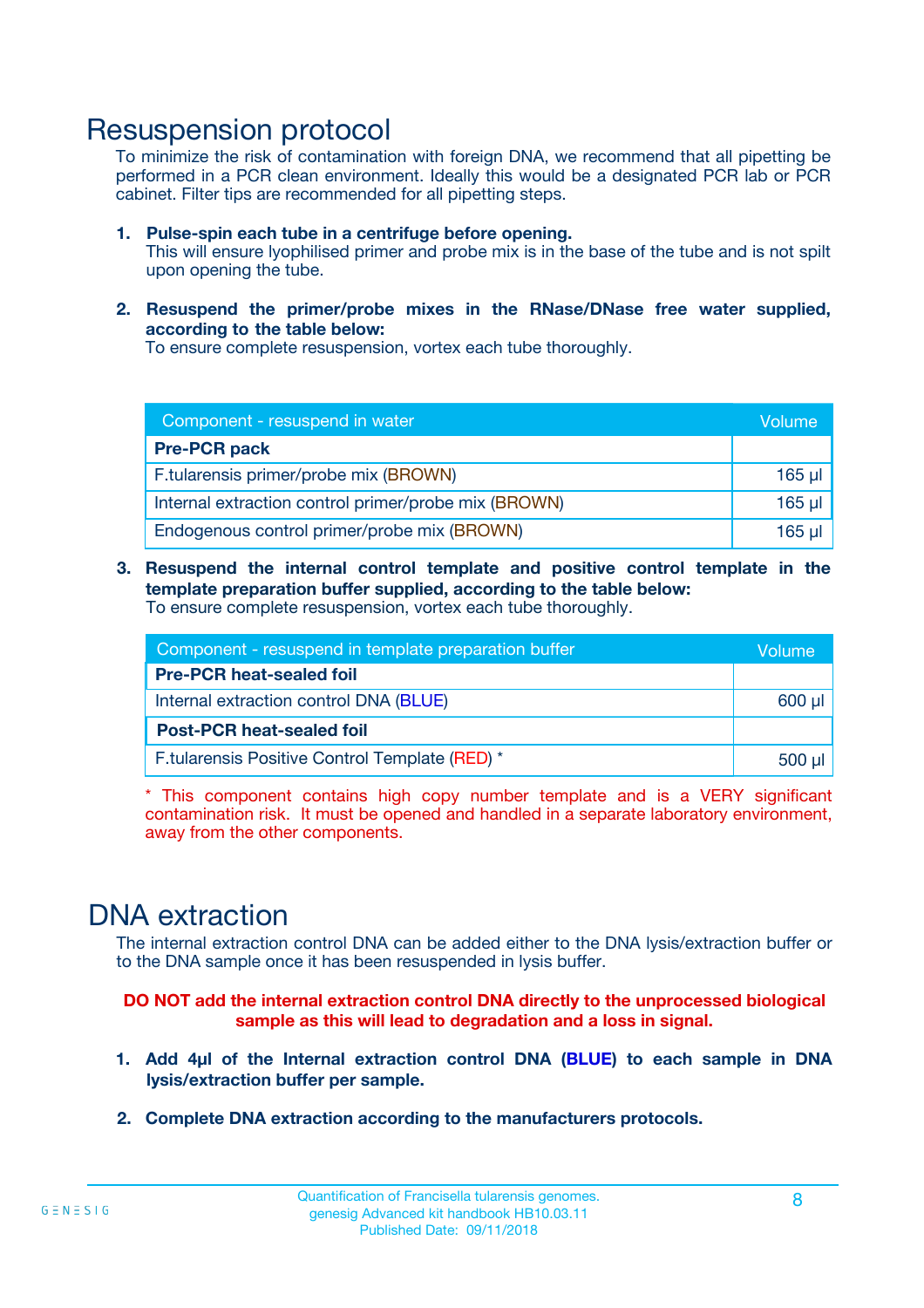# Resuspension protocol

To minimize the risk of contamination with foreign DNA, we recommend that all pipetting be performed in a PCR clean environment. Ideally this would be a designated PCR lab or PCR cabinet. Filter tips are recommended for all pipetting steps.

1. **Pulse-spin each tube in a centrifuge before opening.**
   This will ensure lyophilised primer and probe mix is in the base of the tube and is not spilt upon opening the tube.

2. **Resuspend the primer/probe mixes in the RNase/DNase free water supplied, according to the table below:**
   To ensure complete resuspension, vortex each tube thoroughly.

| Component - resuspend in water | Volume |
|---|---|
| **Pre-PCR pack** | |
| F.tularensis primer/probe mix (BROWN) | 165 µl |
| Internal extraction control primer/probe mix (BROWN) | 165 µl |
| Endogenous control primer/probe mix (BROWN) | 165 µl |

3. **Resuspend the internal control template and positive control template in the template preparation buffer supplied, according to the table below:**
   To ensure complete resuspension, vortex each tube thoroughly.

| Component - resuspend in template preparation buffer | Volume |
|---|---|
| **Pre-PCR heat-sealed foil** | |
| Internal extraction control DNA (BLUE) | 600 µl |
| **Post-PCR heat-sealed foil** | |
| F.tularensis Positive Control Template (RED) * | 500 µl |

\* This component contains high copy number template and is a VERY significant contamination risk. It must be opened and handled in a separate laboratory environment, away from the other components.

# DNA extraction

The internal extraction control DNA can be added either to the DNA lysis/extraction buffer or to the DNA sample once it has been resuspended in lysis buffer.

**DO NOT add the internal extraction control DNA directly to the unprocessed biological sample as this will lead to degradation and a loss in signal.**

1. **Add 4µl of the Internal extraction control DNA (BLUE) to each sample in DNA lysis/extraction buffer per sample.**

2. **Complete DNA extraction according to the manufacturers protocols.**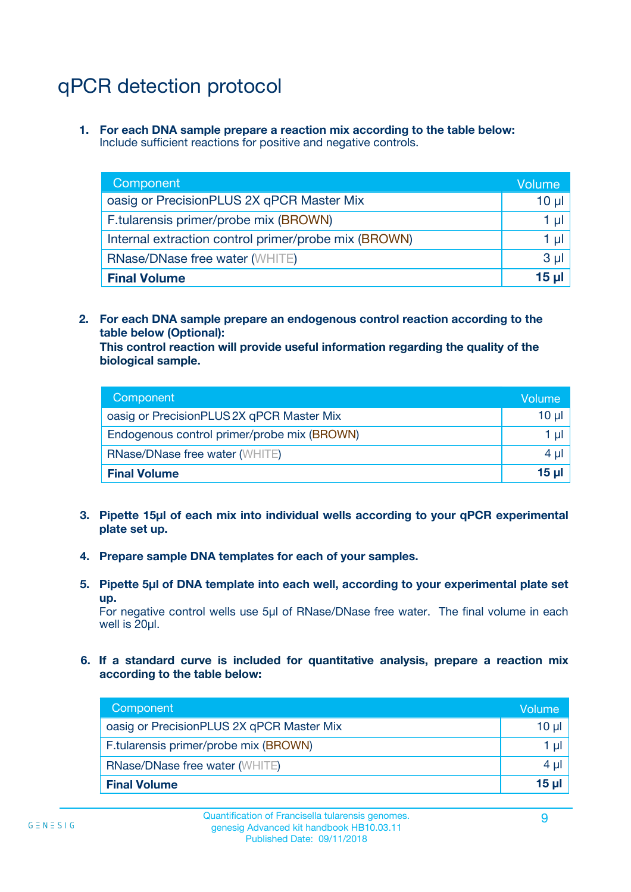# qPCR detection protocol

1. **For each DNA sample prepare a reaction mix according to the table below:**
   Include sufficient reactions for positive and negative controls.

| Component | Volume |
|---|---|
| oasig or PrecisionPLUS 2X qPCR Master Mix | 10 µl |
| F.tularensis primer/probe mix (BROWN) | 1 µl |
| Internal extraction control primer/probe mix (BROWN) | 1 µl |
| RNase/DNase free water (WHITE) | 3 µl |
| **Final Volume** | **15 µl** |

2. **For each DNA sample prepare an endogenous control reaction according to the table below (Optional):**
   **This control reaction will provide useful information regarding the quality of the biological sample.**

| Component | Volume |
|---|---|
| oasig or PrecisionPLUS 2X qPCR Master Mix | 10 µl |
| Endogenous control primer/probe mix (BROWN) | 1 µl |
| RNase/DNase free water (WHITE) | 4 µl |
| **Final Volume** | **15 µl** |

3. **Pipette 15µl of each mix into individual wells according to your qPCR experimental plate set up.**

4. **Prepare sample DNA templates for each of your samples.**

5. **Pipette 5µl of DNA template into each well, according to your experimental plate set up.**
   For negative control wells use 5µl of RNase/DNase free water. The final volume in each well is 20µl.

6. **If a standard curve is included for quantitative analysis, prepare a reaction mix according to the table below:**

| Component | Volume |
|---|---|
| oasig or PrecisionPLUS 2X qPCR Master Mix | 10 µl |
| F.tularensis primer/probe mix (BROWN) | 1 µl |
| RNase/DNase free water (WHITE) | 4 µl |
| **Final Volume** | **15 µl** |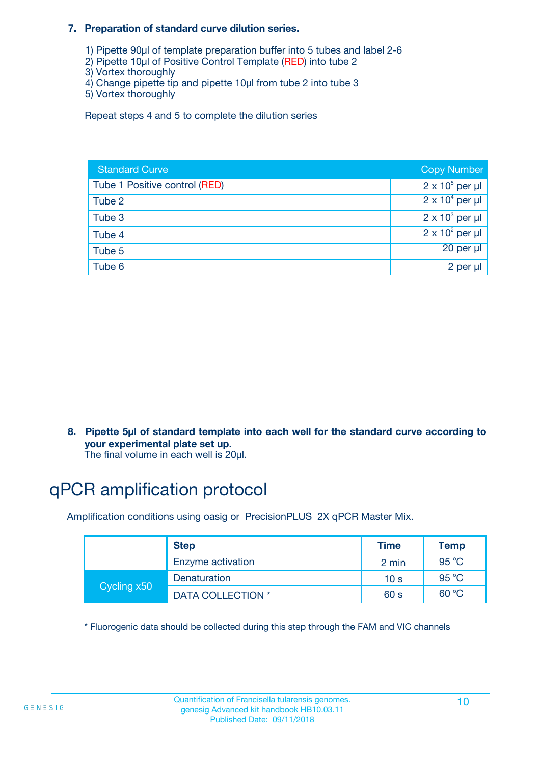**7. Preparation of standard curve dilution series.**

1) Pipette 90µl of template preparation buffer into 5 tubes and label 2-6
2) Pipette 10µl of Positive Control Template (RED) into tube 2
3) Vortex thoroughly
4) Change pipette tip and pipette 10µl from tube 2 into tube 3
5) Vortex thoroughly

Repeat steps 4 and 5 to complete the dilution series

| Standard Curve | Copy Number |
|---|---|
| Tube 1 Positive control (RED) | $2 \times 10^5$ per µl |
| Tube 2 | $2 \times 10^4$ per µl |
| Tube 3 | $2 \times 10^3$ per µl |
| Tube 4 | $2 \times 10^2$ per µl |
| Tube 5 | 20 per µl |
| Tube 6 | 2 per µl |

**8. Pipette 5µl of standard template into each well for the standard curve according to your experimental plate set up.**
The final volume in each well is 20µl.

# qPCR amplification protocol

Amplification conditions using oasig or PrecisionPLUS 2X qPCR Master Mix.

| | Step | Time | Temp |
|---|---|---|---|
| | Enzyme activation | 2 min | 95 °C |
| Cycling x50 | Denaturation | 10 s | 95 °C |
| | DATA COLLECTION * | 60 s | 60 °C |

* Fluorogenic data should be collected during this step through the FAM and VIC channels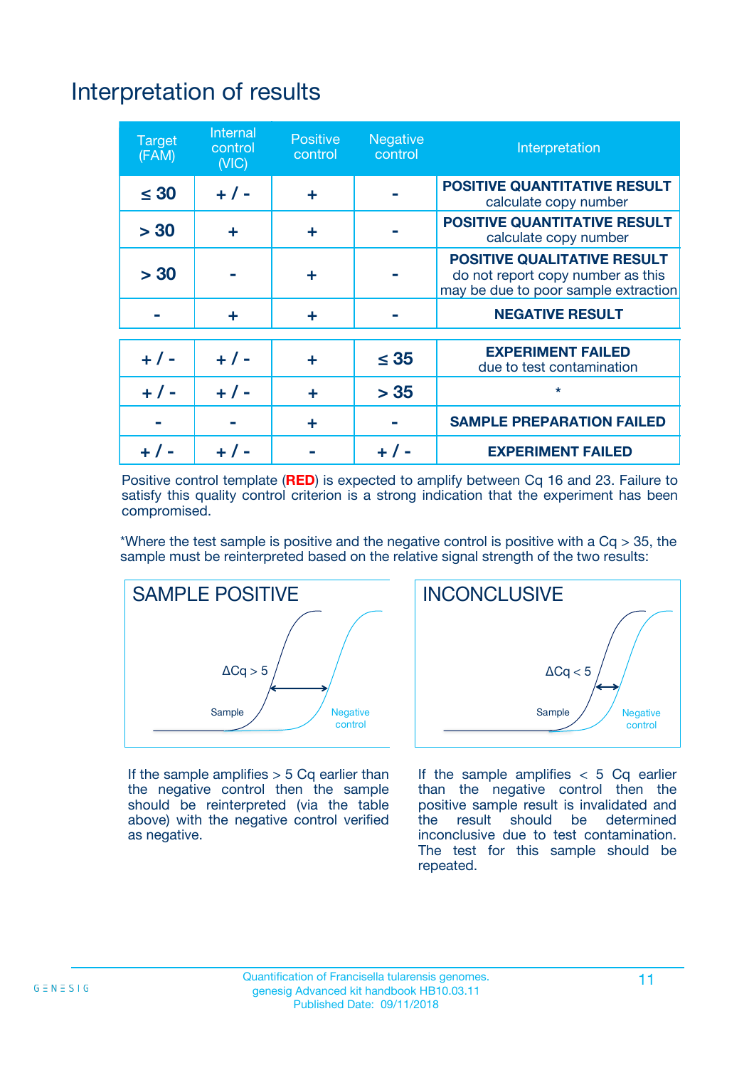# Interpretation of results

| Target (FAM) | Internal control (VIC) | Positive control | Negative control | Interpretation |
|---|---|---|---|---|
| ≤ 30 | + / - | + | - | **POSITIVE QUANTITATIVE RESULT** calculate copy number |
| > 30 | + | + | - | **POSITIVE QUANTITATIVE RESULT** calculate copy number |
| > 30 | - | + | - | **POSITIVE QUALITATIVE RESULT** do not report copy number as this may be due to poor sample extraction |
| - | + | + | - | **NEGATIVE RESULT** |
| + / - | + / - | + | ≤ 35 | **EXPERIMENT FAILED** due to test contamination |
| + / - | + / - | + | > 35 | * |
| - | - | + | - | **SAMPLE PREPARATION FAILED** |
| + / - | + / - | - | + / - | **EXPERIMENT FAILED** |

Positive control template (**RED**) is expected to amplify between Cq 16 and 23. Failure to satisfy this quality control criterion is a strong indication that the experiment has been compromised.

*Where the test sample is positive and the negative control is positive with a Cq > 35, the sample must be reinterpreted based on the relative signal strength of the two results:

**SAMPLE POSITIVE**

ΔCq > 5

Sample

Negative control

If the sample amplifies > 5 Cq earlier than the negative control then the sample should be reinterpreted (via the table above) with the negative control verified as negative.

**INCONCLUSIVE**

ΔCq < 5

Sample

Negative control

If the sample amplifies < 5 Cq earlier than the negative control then the positive sample result is invalidated and the result should be determined inconclusive due to test contamination. The test for this sample should be repeated.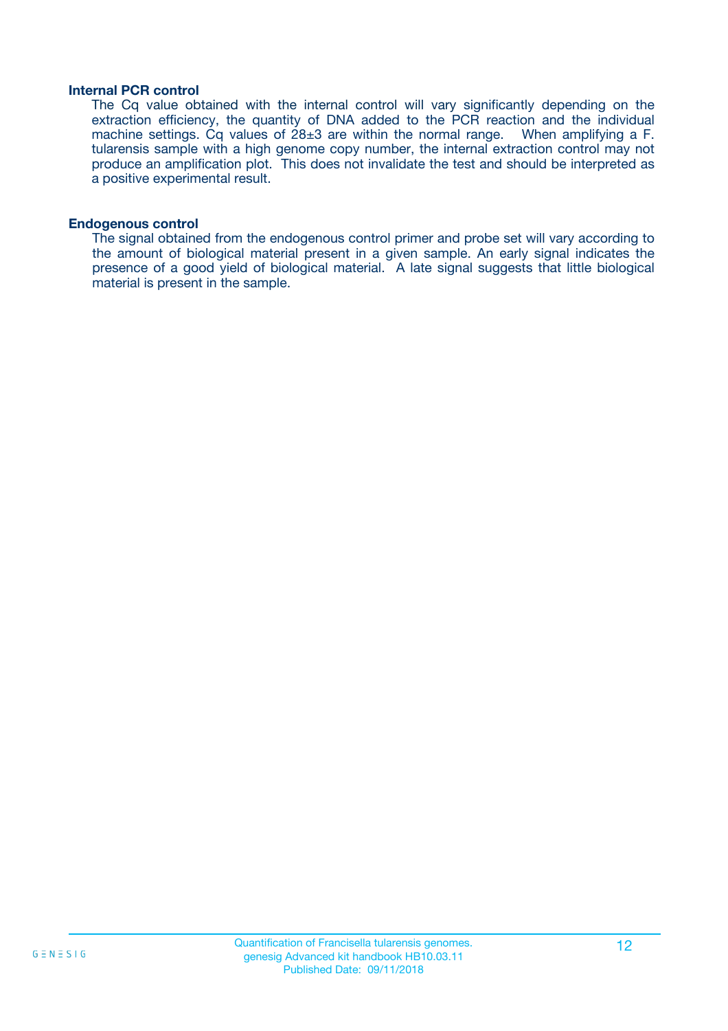**Internal PCR control**

The Cq value obtained with the internal control will vary significantly depending on the extraction efficiency, the quantity of DNA added to the PCR reaction and the individual machine settings. Cq values of 28±3 are within the normal range. When amplifying a F. tularensis sample with a high genome copy number, the internal extraction control may not produce an amplification plot. This does not invalidate the test and should be interpreted as a positive experimental result.

**Endogenous control**

The signal obtained from the endogenous control primer and probe set will vary according to the amount of biological material present in a given sample. An early signal indicates the presence of a good yield of biological material. A late signal suggests that little biological material is present in the sample.